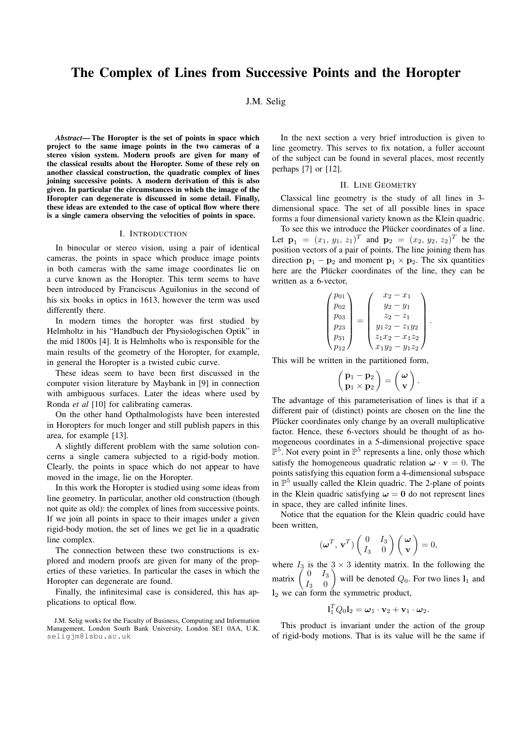# The Complex of Lines from Successive Points and the Horopter

J.M. Selig

***Abstract*— The Horopter is the set of points in space which project to the same image points in the two cameras of a stereo vision system. Modern proofs are given for many of the classical results about the Horopter. Some of these rely on another classical construction, the quadratic complex of lines joining successive points. A modern derivation of this is also given. In particular the circumstances in which the image of the Horopter can degenerate is discussed in some detail. Finally, these ideas are extended to the case of optical flow where there is a single camera observing the velocities of points in space.**

## I. Introduction

In binocular or stereo vision, using a pair of identical cameras, the points in space which produce image points in both cameras with the same image coordinates lie on a curve known as the Horopter. This term seems to have been introduced by Franciscus Aguilonius in the second of his six books in optics in 1613, however the term was used differently there.

In modern times the horopter was first studied by Helmholtz in his "Handbuch der Physiologischen Optik" in the mid 1800s [4]. It is Helmholts who is responsible for the main results of the geometry of the Horopter, for example, in general the Horopter is a twisted cubic curve.

These ideas seem to have been first discussed in the computer vision literature by Maybank in [9] in connection with ambiguous surfaces. Later the ideas where used by Ronda *et al* [10] for calibrating cameras.

On the other hand Opthalmologists have been interested in Horopters for much longer and still publish papers in this area, for example [13].

A slightly different problem with the same solution concerns a single camera subjected to a rigid-body motion. Clearly, the points in space which do not appear to have moved in the image, lie on the Horopter.

In this work the Horopter is studied using some ideas from line geometry. In particular, another old construction (though not quite as old): the complex of lines from successive points. If we join all points in space to their images under a given rigid-body motion, the set of lines we get lie in a quadratic line complex.

The connection between these two constructions is explored and modern proofs are given for many of the properties of these varieties. In particular the cases in which the Horopter can degenerate are found.

Finally, the infinitesimal case is considered, this has applications to optical flow.

J.M. Selig works for the Faculty of Business, Computing and Information Management, London South Bank University, London SE1 0AA, U.K. seligjm@lsbu.ac.uk

In the next section a very brief introduction is given to line geometry. This serves to fix notation, a fuller account of the subject can be found in several places, most recently perhaps [7] or [12].

## II. Line Geometry

Classical line geometry is the study of all lines in 3-dimensional space. The set of all possible lines in space forms a four dimensional variety known as the Klein quadric.

To see this we introduce the Plücker coordinates of a line. Let $\mathbf{p}_1 = (x_1, y_1, z_1)^T$ and $\mathbf{p}_2 = (x_2, y_2, z_2)^T$ be the position vectors of a pair of points. The line joining them has direction $\mathbf{p}_1 - \mathbf{p}_2$ and moment $\mathbf{p}_1 \times \mathbf{p}_2$. The six quantities here are the Plücker coordinates of the line, they can be written as a 6-vector,

$$\begin{pmatrix} p_{01} \\ p_{02} \\ p_{03} \\ p_{23} \\ p_{31} \\ p_{12} \end{pmatrix} = \begin{pmatrix} x_2 - x_1 \\ y_2 - y_1 \\ z_2 - z_1 \\ y_1 z_2 - z_1 y_2 \\ z_1 x_2 - x_1 z_2 \\ x_1 y_2 - y_1 z_2 \end{pmatrix}.$$

This will be written in the partitioned form,

$$\begin{pmatrix} \mathbf{p}_1 - \mathbf{p}_2 \\ \mathbf{p}_1 \times \mathbf{p}_2 \end{pmatrix} = \begin{pmatrix} \boldsymbol{\omega} \\ \mathbf{v} \end{pmatrix}.$$

The advantage of this parameterisation of lines is that if a different pair of (distinct) points are chosen on the line the Plücker coordinates only change by an overall multiplicative factor. Hence, these 6-vectors should be thought of as homogeneous coordinates in a 5-dimensional projective space $\mathbb{P}^5$. Not every point in $\mathbb{P}^5$ represents a line, only those which satisfy the homogeneous quadratic relation $\boldsymbol{\omega} \cdot \mathbf{v} = 0$. The points satisfying this equation form a 4-dimensional subspace in $\mathbb{P}^5$ usually called the Klein quadric. The 2-plane of points in the Klein quadric satisfying $\boldsymbol{\omega} = \mathbf{0}$ do not represent lines in space, they are called infinite lines.

Notice that the equation for the Klein quadric could have been written,

$$(\boldsymbol{\omega}^T, \mathbf{v}^T) \begin{pmatrix} 0 & I_3 \\ I_3 & 0 \end{pmatrix} \begin{pmatrix} \boldsymbol{\omega} \\ \mathbf{v} \end{pmatrix} = 0,$$

where $I_3$ is the $3 \times 3$ identity matrix. In the following the matrix $\begin{pmatrix} 0 & I_3 \\ I_3 & 0 \end{pmatrix}$ will be denoted $Q_0$. For two lines $\mathbf{l}_1$ and $\mathbf{l}_2$ we can form the symmetric product,

$$\mathbf{l}_1^T Q_0 \mathbf{l}_2 = \boldsymbol{\omega}_1 \cdot \mathbf{v}_2 + \mathbf{v}_1 \cdot \boldsymbol{\omega}_2.$$

This product is invariant under the action of the group of rigid-body motions. That is its value will be the same if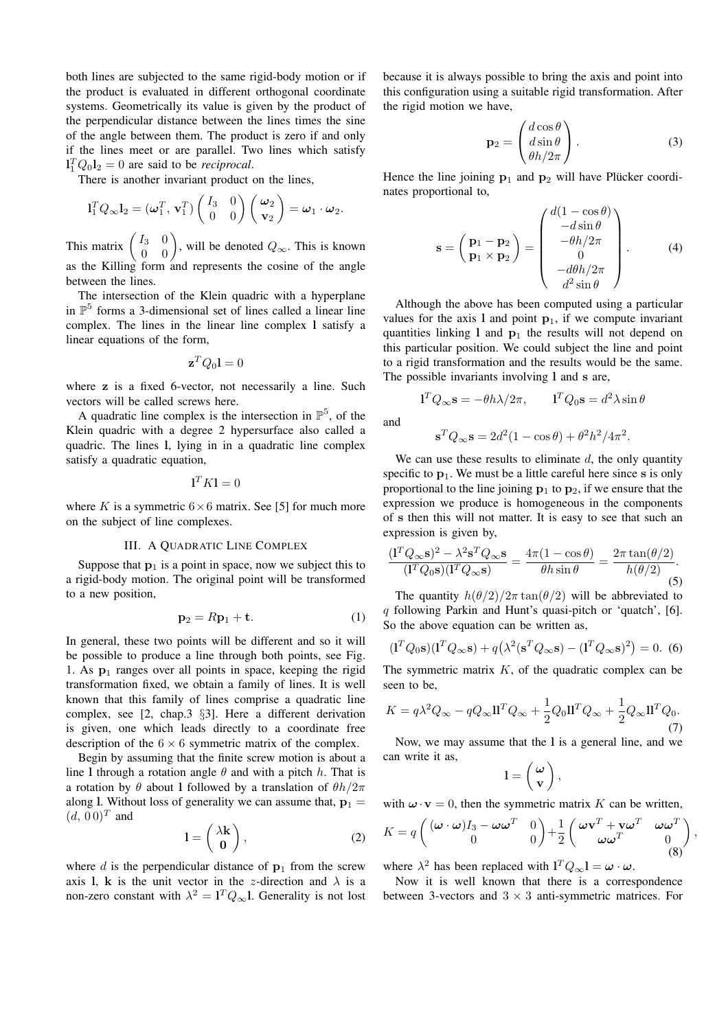both lines are subjected to the same rigid-body motion or if the product is evaluated in different orthogonal coordinate systems. Geometrically its value is given by the product of the perpendicular distance between the lines times the sine of the angle between them. The product is zero if and only if the lines meet or are parallel. Two lines which satisfy $\mathbf{l}_1^T Q_0 \mathbf{l}_2 = 0$ are said to be *reciprocal*.

There is another invariant product on the lines,

$$\mathbf{l}_1^T Q_\infty \mathbf{l}_2 = (\boldsymbol{\omega}_1^T,\, \mathbf{v}_1^T) \begin{pmatrix} I_3 & 0 \\ 0 & 0 \end{pmatrix} \begin{pmatrix} \boldsymbol{\omega}_2 \\ \mathbf{v}_2 \end{pmatrix} = \boldsymbol{\omega}_1 \cdot \boldsymbol{\omega}_2.$$

This matrix $\begin{pmatrix} I_3 & 0 \\ 0 & 0 \end{pmatrix}$, will be denoted $Q_\infty$. This is known as the Killing form and represents the cosine of the angle between the lines.

The intersection of the Klein quadric with a hyperplane in $\mathbb{P}^5$ forms a 3-dimensional set of lines called a linear line complex. The lines in the linear line complex $\mathbf{l}$ satisfy a linear equations of the form,

$$\mathbf{z}^T Q_0 \mathbf{l} = 0$$

where $\mathbf{z}$ is a fixed 6-vector, not necessarily a line. Such vectors will be called screws here.

A quadratic line complex is the intersection in $\mathbb{P}^5$, of the Klein quadric with a degree 2 hypersurface also called a quadric. The lines $\mathbf{l}$, lying in in a quadratic line complex satisfy a quadratic equation,

$$\mathbf{l}^T K \mathbf{l} = 0$$

where $K$ is a symmetric $6 \times 6$ matrix. See [5] for much more on the subject of line complexes.

## III. A Quadratic Line Complex

Suppose that $\mathbf{p}_1$ is a point in space, now we subject this to a rigid-body motion. The original point will be transformed to a new position,

$$\mathbf{p}_2 = R\mathbf{p}_1 + \mathbf{t}. \tag{1}$$

In general, these two points will be different and so it will be possible to produce a line through both points, see Fig. 1. As $\mathbf{p}_1$ ranges over all points in space, keeping the rigid transformation fixed, we obtain a family of lines. It is well known that this family of lines comprise a quadratic line complex, see [2, chap.3 §3]. Here a different derivation is given, one which leads directly to a coordinate free description of the $6 \times 6$ symmetric matrix of the complex.

Begin by assuming that the finite screw motion is about a line $\mathbf{l}$ through a rotation angle $\theta$ and with a pitch $h$. That is a rotation by $\theta$ about $\mathbf{l}$ followed by a translation of $\theta h / 2\pi$ along $\mathbf{l}$. Without loss of generality we can assume that, $\mathbf{p}_1 = (d,\, 0\, 0)^T$ and

$$\mathbf{l} = \begin{pmatrix} \lambda \mathbf{k} \\ \mathbf{0} \end{pmatrix}, \tag{2}$$

where $d$ is the perpendicular distance of $\mathbf{p}_1$ from the screw axis $\mathbf{l}$, $\mathbf{k}$ is the unit vector in the $z$-direction and $\lambda$ is a non-zero constant with $\lambda^2 = \mathbf{l}^T Q_\infty \mathbf{l}$. Generality is not lost because it is always possible to bring the axis and point into this configuration using a suitable rigid transformation. After the rigid motion we have,

$$\mathbf{p}_2 = \begin{pmatrix} d\cos\theta \\ d\sin\theta \\ \theta h / 2\pi \end{pmatrix}. \tag{3}$$

Hence the line joining $\mathbf{p}_1$ and $\mathbf{p}_2$ will have Plücker coordinates proportional to,

$$\mathbf{s} = \begin{pmatrix} \mathbf{p}_1 - \mathbf{p}_2 \\ \mathbf{p}_1 \times \mathbf{p}_2 \end{pmatrix} = \begin{pmatrix} d(1-\cos\theta) \\ -d\sin\theta \\ -\theta h/2\pi \\ 0 \\ -d\theta h/2\pi \\ d^2 \sin\theta \end{pmatrix}. \tag{4}$$

Although the above has been computed using a particular values for the axis $\mathbf{l}$ and point $\mathbf{p}_1$, if we compute invariant quantities linking $\mathbf{l}$ and $\mathbf{p}_1$ the results will not depend on this particular position. We could subject the line and point to a rigid transformation and the results would be the same. The possible invariants involving $\mathbf{l}$ and $\mathbf{s}$ are,

$$\mathbf{l}^T Q_\infty \mathbf{s} = -\theta h \lambda / 2\pi, \qquad \mathbf{l}^T Q_0 \mathbf{s} = d^2 \lambda \sin\theta$$

and

$$\mathbf{s}^T Q_\infty \mathbf{s} = 2d^2(1-\cos\theta) + \theta^2 h^2 / 4\pi^2.$$

We can use these results to eliminate $d$, the only quantity specific to $\mathbf{p}_1$. We must be a little careful here since $\mathbf{s}$ is only proportional to the line joining $\mathbf{p}_1$ to $\mathbf{p}_2$, if we ensure that the expression we produce is homogeneous in the components of $\mathbf{s}$ then this will not matter. It is easy to see that such an expression is given by,

$$\frac{(\mathbf{l}^T Q_\infty \mathbf{s})^2 - \lambda^2 \mathbf{s}^T Q_\infty \mathbf{s}}{(\mathbf{l}^T Q_0 \mathbf{s})(\mathbf{l}^T Q_\infty \mathbf{s})} = \frac{4\pi(1-\cos\theta)}{\theta h \sin\theta} = \frac{2\pi \tan(\theta/2)}{h(\theta/2)}. \tag{5}$$

The quantity $h(\theta/2)/2\pi\tan(\theta/2)$ will be abbreviated to $q$ following Parkin and Hunt's quasi-pitch or 'quatch', [6]. So the above equation can be written as,

$$(\mathbf{l}^T Q_0 \mathbf{s})(\mathbf{l}^T Q_\infty \mathbf{s}) + q\big(\lambda^2 (\mathbf{s}^T Q_\infty \mathbf{s}) - (\mathbf{l}^T Q_\infty \mathbf{s})^2\big) = 0. \tag{6}$$

The symmetric matrix $K$, of the quadratic complex can be seen to be,

$$K = q\lambda^2 Q_\infty - q Q_\infty \mathbf{l}\mathbf{l}^T Q_\infty + \frac{1}{2} Q_0 \mathbf{l}\mathbf{l}^T Q_\infty + \frac{1}{2} Q_\infty \mathbf{l}\mathbf{l}^T Q_0. \tag{7}$$

Now, we may assume that the $\mathbf{l}$ is a general line, and we can write it as,

$$\mathbf{l} = \begin{pmatrix} \boldsymbol{\omega} \\ \mathbf{v} \end{pmatrix},$$

with $\boldsymbol{\omega} \cdot \mathbf{v} = 0$, then the symmetric matrix $K$ can be written,

$$K = q \begin{pmatrix} (\boldsymbol{\omega}\cdot\boldsymbol{\omega}) I_3 - \boldsymbol{\omega}\boldsymbol{\omega}^T & 0 \\ 0 & 0 \end{pmatrix} + \frac{1}{2} \begin{pmatrix} \boldsymbol{\omega}\mathbf{v}^T + \mathbf{v}\boldsymbol{\omega}^T & \boldsymbol{\omega}\boldsymbol{\omega}^T \\ \boldsymbol{\omega}\boldsymbol{\omega}^T & 0 \end{pmatrix}, \tag{8}$$

where $\lambda^2$ has been replaced with $\mathbf{l}^T Q_\infty \mathbf{l} = \boldsymbol{\omega} \cdot \boldsymbol{\omega}$.

Now it is well known that there is a correspondence between 3-vectors and $3 \times 3$ anti-symmetric matrices. For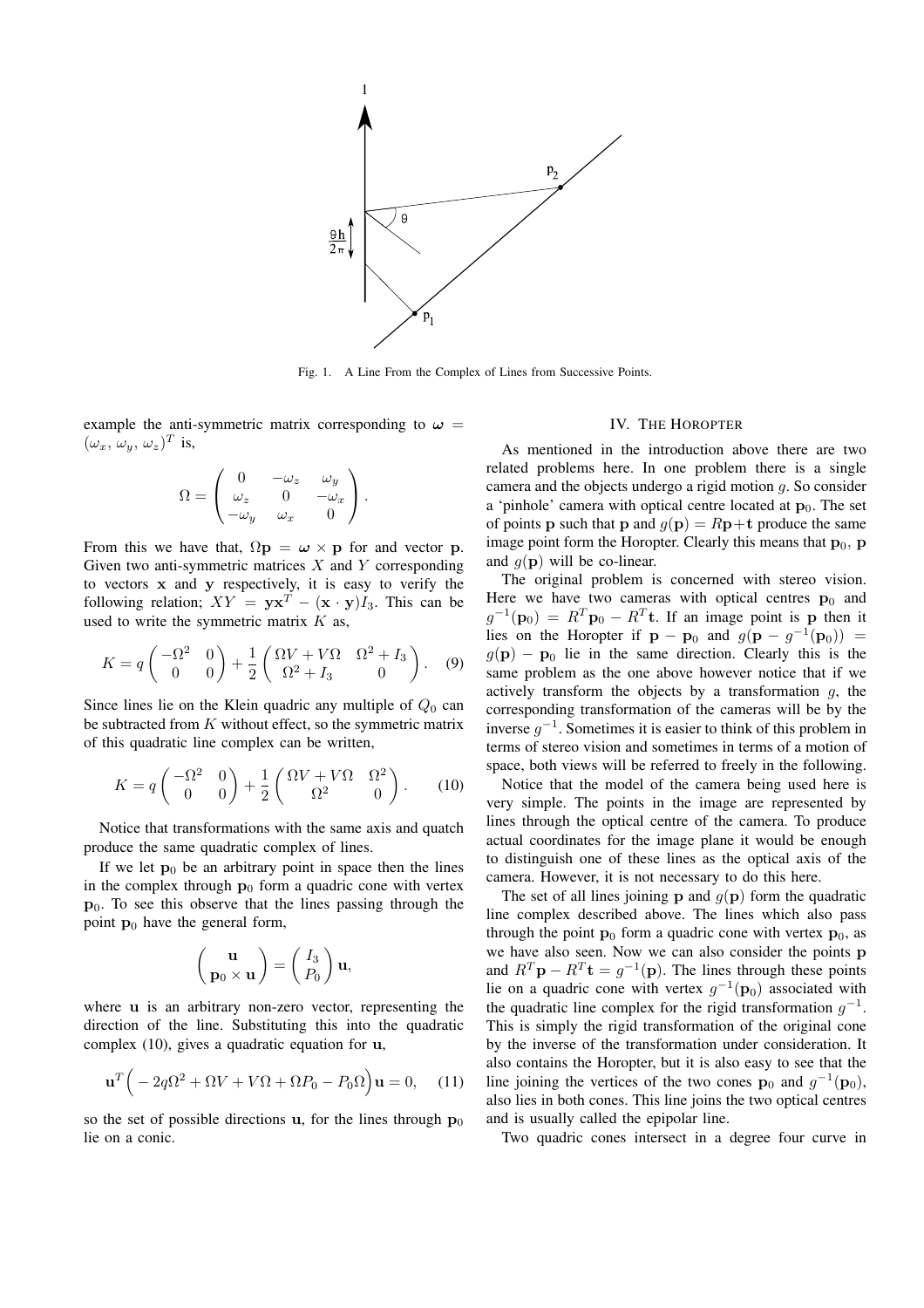Fig. 1. A Line From the Complex of Lines from Successive Points.

example the anti-symmetric matrix corresponding to $\boldsymbol{\omega} = (\omega_x, \omega_y, \omega_z)^T$ is,

$$\Omega = \begin{pmatrix} 0 & -\omega_z & \omega_y \\ \omega_z & 0 & -\omega_x \\ -\omega_y & \omega_x & 0 \end{pmatrix}.$$

From this we have that, $\Omega \mathbf{p} = \boldsymbol{\omega} \times \mathbf{p}$ for and vector $\mathbf{p}$. Given two anti-symmetric matrices $X$ and $Y$ corresponding to vectors $\mathbf{x}$ and $\mathbf{y}$ respectively, it is easy to verify the following relation; $XY = \mathbf{y}\mathbf{x}^T - (\mathbf{x} \cdot \mathbf{y})I_3$. This can be used to write the symmetric matrix $K$ as,

$$K = q \begin{pmatrix} -\Omega^2 & 0 \\ 0 & 0 \end{pmatrix} + \frac{1}{2} \begin{pmatrix} \Omega V + V\Omega & \Omega^2 + I_3 \\ \Omega^2 + I_3 & 0 \end{pmatrix}. \quad (9)$$

Since lines lie on the Klein quadric any multiple of $Q_0$ can be subtracted from $K$ without effect, so the symmetric matrix of this quadratic line complex can be written,

$$K = q \begin{pmatrix} -\Omega^2 & 0 \\ 0 & 0 \end{pmatrix} + \frac{1}{2} \begin{pmatrix} \Omega V + V\Omega & \Omega^2 \\ \Omega^2 & 0 \end{pmatrix}. \quad (10)$$

Notice that transformations with the same axis and quatch produce the same quadratic complex of lines.

If we let $\mathbf{p}_0$ be an arbitrary point in space then the lines in the complex through $\mathbf{p}_0$ form a quadric cone with vertex $\mathbf{p}_0$. To see this observe that the lines passing through the point $\mathbf{p}_0$ have the general form,

$$\begin{pmatrix} \mathbf{u} \\ \mathbf{p}_0 \times \mathbf{u} \end{pmatrix} = \begin{pmatrix} I_3 \\ P_0 \end{pmatrix} \mathbf{u},$$

where $\mathbf{u}$ is an arbitrary non-zero vector, representing the direction of the line. Substituting this into the quadratic complex (10), gives a quadratic equation for $\mathbf{u}$,

$$\mathbf{u}^T \Big( -2q\Omega^2 + \Omega V + V\Omega + \Omega P_0 - P_0 \Omega \Big) \mathbf{u} = 0, \quad (11)$$

so the set of possible directions $\mathbf{u}$, for the lines through $\mathbf{p}_0$ lie on a conic.

## IV. The Horopter

As mentioned in the introduction above there are two related problems here. In one problem there is a single camera and the objects undergo a rigid motion $g$. So consider a 'pinhole' camera with optical centre located at $\mathbf{p}_0$. The set of points $\mathbf{p}$ such that $\mathbf{p}$ and $g(\mathbf{p}) = R\mathbf{p} + \mathbf{t}$ produce the same image point form the Horopter. Clearly this means that $\mathbf{p}_0$, $\mathbf{p}$ and $g(\mathbf{p})$ will be co-linear.

The original problem is concerned with stereo vision. Here we have two cameras with optical centres $\mathbf{p}_0$ and $g^{-1}(\mathbf{p}_0) = R^T\mathbf{p}_0 - R^T\mathbf{t}$. If an image point is $\mathbf{p}$ then it lies on the Horopter if $\mathbf{p} - \mathbf{p}_0$ and $g(\mathbf{p} - g^{-1}(\mathbf{p}_0)) = g(\mathbf{p}) - \mathbf{p}_0$ lie in the same direction. Clearly this is the same problem as the one above however notice that if we actively transform the objects by a transformation $g$, the corresponding transformation of the cameras will be by the inverse $g^{-1}$. Sometimes it is easier to think of this problem in terms of stereo vision and sometimes in terms of a motion of space, both views will be referred to freely in the following.

Notice that the model of the camera being used here is very simple. The points in the image are represented by lines through the optical centre of the camera. To produce actual coordinates for the image plane it would be enough to distinguish one of these lines as the optical axis of the camera. However, it is not necessary to do this here.

The set of all lines joining $\mathbf{p}$ and $g(\mathbf{p})$ form the quadratic line complex described above. The lines which also pass through the point $\mathbf{p}_0$ form a quadric cone with vertex $\mathbf{p}_0$, as we have also seen. Now we can also consider the points $\mathbf{p}$ and $R^T\mathbf{p} - R^T\mathbf{t} = g^{-1}(\mathbf{p})$. The lines through these points lie on a quadric cone with vertex $g^{-1}(\mathbf{p}_0)$ associated with the quadratic line complex for the rigid transformation $g^{-1}$. This is simply the rigid transformation of the original cone by the inverse of the transformation under consideration. It also contains the Horopter, but it is also easy to see that the line joining the vertices of the two cones $\mathbf{p}_0$ and $g^{-1}(\mathbf{p}_0)$, also lies in both cones. This line joins the two optical centres and is usually called the epipolar line.

Two quadric cones intersect in a degree four curve in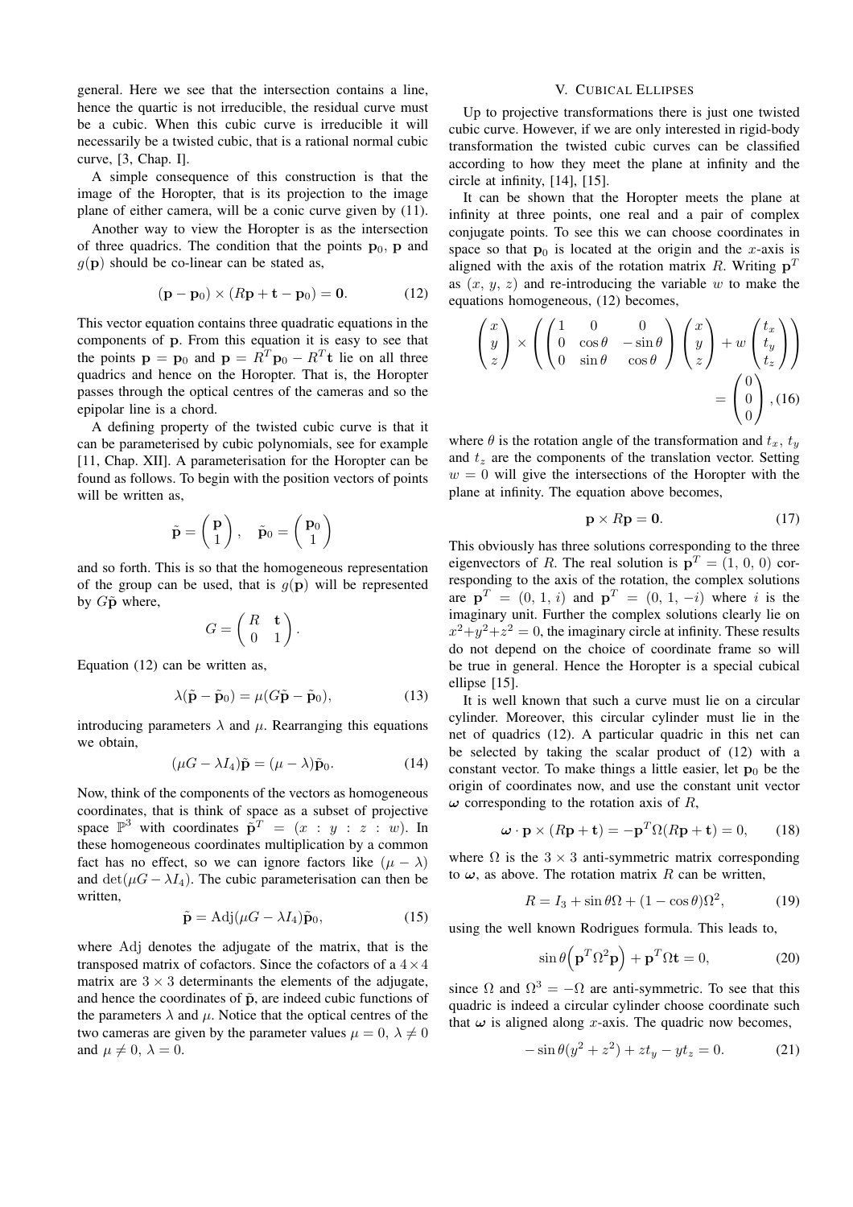general. Here we see that the intersection contains a line, hence the quartic is not irreducible, the residual curve must be a cubic. When this cubic curve is irreducible it will necessarily be a twisted cubic, that is a rational normal cubic curve, [3, Chap. I].

A simple consequence of this construction is that the image of the Horopter, that is its projection to the image plane of either camera, will be a conic curve given by (11).

Another way to view the Horopter is as the intersection of three quadrics. The condition that the points $\mathbf{p}_0$, $\mathbf{p}$ and $g(\mathbf{p})$ should be co-linear can be stated as,

$$(\mathbf{p} - \mathbf{p}_0) \times (R\mathbf{p} + \mathbf{t} - \mathbf{p}_0) = \mathbf{0}. \tag{12}$$

This vector equation contains three quadratic equations in the components of $\mathbf{p}$. From this equation it is easy to see that the points $\mathbf{p} = \mathbf{p}_0$ and $\mathbf{p} = R^T\mathbf{p}_0 - R^T\mathbf{t}$ lie on all three quadrics and hence on the Horopter. That is, the Horopter passes through the optical centres of the cameras and so the epipolar line is a chord.

A defining property of the twisted cubic curve is that it can be parameterised by cubic polynomials, see for example [11, Chap. XII]. A parameterisation for the Horopter can be found as follows. To begin with the position vectors of points will be written as,

$$\tilde{\mathbf{p}} = \begin{pmatrix} \mathbf{p} \\ 1 \end{pmatrix}, \quad \tilde{\mathbf{p}}_0 = \begin{pmatrix} \mathbf{p}_0 \\ 1 \end{pmatrix}$$

and so forth. This is so that the homogeneous representation of the group can be used, that is $g(\mathbf{p})$ will be represented by $G\tilde{\mathbf{p}}$ where,

$$G = \begin{pmatrix} R & \mathbf{t} \\ 0 & 1 \end{pmatrix}.$$

Equation (12) can be written as,

$$\lambda(\tilde{\mathbf{p}} - \tilde{\mathbf{p}}_0) = \mu(G\tilde{\mathbf{p}} - \tilde{\mathbf{p}}_0), \tag{13}$$

introducing parameters $\lambda$ and $\mu$. Rearranging this equations we obtain,

$$(\mu G - \lambda I_4)\tilde{\mathbf{p}} = (\mu - \lambda)\tilde{\mathbf{p}}_0. \tag{14}$$

Now, think of the components of the vectors as homogeneous coordinates, that is think of space as a subset of projective space $\mathbb{P}^3$ with coordinates $\tilde{\mathbf{p}}^T = (x : y : z : w)$. In these homogeneous coordinates multiplication by a common fact has no effect, so we can ignore factors like $(\mu - \lambda)$ and $\det(\mu G - \lambda I_4)$. The cubic parameterisation can then be written,

$$\tilde{\mathbf{p}} = \mathrm{Adj}(\mu G - \lambda I_4)\tilde{\mathbf{p}}_0, \tag{15}$$

where Adj denotes the adjugate of the matrix, that is the transposed matrix of cofactors. Since the cofactors of a $4 \times 4$ matrix are $3 \times 3$ determinants the elements of the adjugate, and hence the coordinates of $\tilde{\mathbf{p}}$, are indeed cubic functions of the parameters $\lambda$ and $\mu$. Notice that the optical centres of the two cameras are given by the parameter values $\mu = 0$, $\lambda \neq 0$ and $\mu \neq 0$, $\lambda = 0$.

## V. Cubical Ellipses

Up to projective transformations there is just one twisted cubic curve. However, if we are only interested in rigid-body transformation the twisted cubic curves can be classified according to how they meet the plane at infinity and the circle at infinity, [14], [15].

It can be shown that the Horopter meets the plane at infinity at three points, one real and a pair of complex conjugate points. To see this we can choose coordinates in space so that $\mathbf{p}_0$ is located at the origin and the $x$-axis is aligned with the axis of the rotation matrix $R$. Writing $\mathbf{p}^T$ as $(x, y, z)$ and re-introducing the variable $w$ to make the equations homogeneous, (12) becomes,

$$\begin{pmatrix} x \\ y \\ z \end{pmatrix} \times \left( \begin{pmatrix} 1 & 0 & 0 \\ 0 & \cos\theta & -\sin\theta \\ 0 & \sin\theta & \cos\theta \end{pmatrix} \begin{pmatrix} x \\ y \\ z \end{pmatrix} + w \begin{pmatrix} t_x \\ t_y \\ t_z \end{pmatrix} \right) = \begin{pmatrix} 0 \\ 0 \\ 0 \end{pmatrix}, \tag{16}$$

where $\theta$ is the rotation angle of the transformation and $t_x$, $t_y$ and $t_z$ are the components of the translation vector. Setting $w = 0$ will give the intersections of the Horopter with the plane at infinity. The equation above becomes,

$$\mathbf{p} \times R\mathbf{p} = \mathbf{0}. \tag{17}$$

This obviously has three solutions corresponding to the three eigenvectors of $R$. The real solution is $\mathbf{p}^T = (1, 0, 0)$ corresponding to the axis of the rotation, the complex solutions are $\mathbf{p}^T = (0, 1, i)$ and $\mathbf{p}^T = (0, 1, -i)$ where $i$ is the imaginary unit. Further the complex solutions clearly lie on $x^2 + y^2 + z^2 = 0$, the imaginary circle at infinity. These results do not depend on the choice of coordinate frame so will be true in general. Hence the Horopter is a special cubical ellipse [15].

It is well known that such a curve must lie on a circular cylinder. Moreover, this circular cylinder must lie in the net of quadrics (12). A particular quadric in this net can be selected by taking the scalar product of (12) with a constant vector. To make things a little easier, let $\mathbf{p}_0$ be the origin of coordinates now, and use the constant unit vector $\boldsymbol{\omega}$ corresponding to the rotation axis of $R$,

$$\boldsymbol{\omega} \cdot \mathbf{p} \times (R\mathbf{p} + \mathbf{t}) = -\mathbf{p}^T\Omega(R\mathbf{p} + \mathbf{t}) = 0, \tag{18}$$

where $\Omega$ is the $3 \times 3$ anti-symmetric matrix corresponding to $\boldsymbol{\omega}$, as above. The rotation matrix $R$ can be written,

$$R = I_3 + \sin\theta\Omega + (1 - \cos\theta)\Omega^2, \tag{19}$$

using the well known Rodrigues formula. This leads to,

$$\sin\theta\Big(\mathbf{p}^T\Omega^2\mathbf{p}\Big) + \mathbf{p}^T\Omega\mathbf{t} = 0, \tag{20}$$

since $\Omega$ and $\Omega^3 = -\Omega$ are anti-symmetric. To see that this quadric is indeed a circular cylinder choose coordinate such that $\boldsymbol{\omega}$ is aligned along $x$-axis. The quadric now becomes,

$$-\sin\theta(y^2 + z^2) + zt_y - yt_z = 0. \tag{21}$$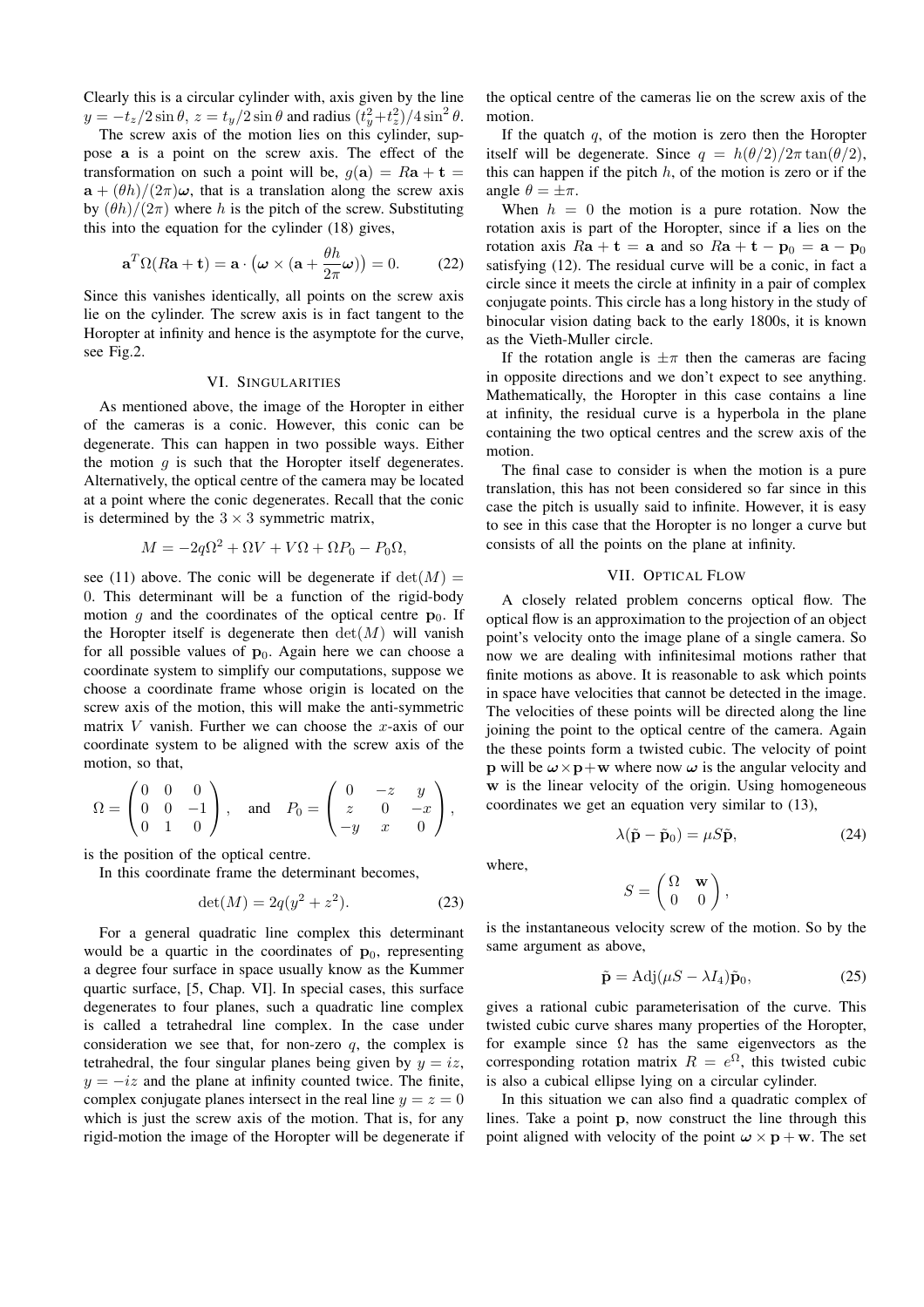Clearly this is a circular cylinder with, axis given by the line $y = -t_z/2\sin\theta$, $z = t_y/2\sin\theta$ and radius $(t_y^2+t_z^2)/4\sin^2\theta$.

The screw axis of the motion lies on this cylinder, suppose $\mathbf{a}$ is a point on the screw axis. The effect of the transformation on such a point will be, $g(\mathbf{a}) = R\mathbf{a} + \mathbf{t} = \mathbf{a} + (\theta h)/(2\pi)\boldsymbol{\omega}$, that is a translation along the screw axis by $(\theta h)/(2\pi)$ where $h$ is the pitch of the screw. Substituting this into the equation for the cylinder (18) gives,

$$\mathbf{a}^T\Omega(R\mathbf{a}+\mathbf{t}) = \mathbf{a}\cdot\left(\boldsymbol{\omega}\times(\mathbf{a}+\frac{\theta h}{2\pi}\boldsymbol{\omega})\right) = 0. \tag{22}$$

Since this vanishes identically, all points on the screw axis lie on the cylinder. The screw axis is in fact tangent to the Horopter at infinity and hence is the asymptote for the curve, see Fig.2.

## VI. Singularities

As mentioned above, the image of the Horopter in either of the cameras is a conic. However, this conic can be degenerate. This can happen in two possible ways. Either the motion $g$ is such that the Horopter itself degenerates. Alternatively, the optical centre of the camera may be located at a point where the conic degenerates. Recall that the conic is determined by the $3\times 3$ symmetric matrix,

$$M = -2q\Omega^2 + \Omega V + V\Omega + \Omega P_0 - P_0\Omega,$$

see (11) above. The conic will be degenerate if $\det(M) = 0$. This determinant will be a function of the rigid-body motion $g$ and the coordinates of the optical centre $\mathbf{p}_0$. If the Horopter itself is degenerate then $\det(M)$ will vanish for all possible values of $\mathbf{p}_0$. Again here we can choose a coordinate system to simplify our computations, suppose we choose a coordinate frame whose origin is located on the screw axis of the motion, this will make the anti-symmetric matrix $V$ vanish. Further we can choose the $x$-axis of our coordinate system to be aligned with the screw axis of the motion, so that,

$$\Omega = \begin{pmatrix} 0 & 0 & 0\\ 0 & 0 & -1\\ 0 & 1 & 0\end{pmatrix}, \quad \text{and} \quad P_0 = \begin{pmatrix} 0 & -z & y\\ z & 0 & -x\\ -y & x & 0\end{pmatrix},$$

is the position of the optical centre.

In this coordinate frame the determinant becomes,

$$\det(M) = 2q(y^2+z^2). \tag{23}$$

For a general quadratic line complex this determinant would be a quartic in the coordinates of $\mathbf{p}_0$, representing a degree four surface in space usually know as the Kummer quartic surface, [5, Chap. VI]. In special cases, this surface degenerates to four planes, such a quadratic line complex is called a tetrahedral line complex. In the case under consideration we see that, for non-zero $q$, the complex is tetrahedral, the four singular planes being given by $y = iz$, $y = -iz$ and the plane at infinity counted twice. The finite, complex conjugate planes intersect in the real line $y = z = 0$ which is just the screw axis of the motion. That is, for any rigid-motion the image of the Horopter will be degenerate if the optical centre of the cameras lie on the screw axis of the motion.

If the quatch $q$, of the motion is zero then the Horopter itself will be degenerate. Since $q = h(\theta/2)/2\pi\tan(\theta/2)$, this can happen if the pitch $h$, of the motion is zero or if the angle $\theta = \pm\pi$.

When $h = 0$ the motion is a pure rotation. Now the rotation axis is part of the Horopter, since if $\mathbf{a}$ lies on the rotation axis $R\mathbf{a}+\mathbf{t} = \mathbf{a}$ and so $R\mathbf{a}+\mathbf{t}-\mathbf{p}_0 = \mathbf{a}-\mathbf{p}_0$ satisfying (12). The residual curve will be a conic, in fact a circle since it meets the circle at infinity in a pair of complex conjugate points. This circle has a long history in the study of binocular vision dating back to the early 1800s, it is known as the Vieth-Muller circle.

If the rotation angle is $\pm\pi$ then the cameras are facing in opposite directions and we don't expect to see anything. Mathematically, the Horopter in this case contains a line at infinity, the residual curve is a hyperbola in the plane containing the two optical centres and the screw axis of the motion.

The final case to consider is when the motion is a pure translation, this has not been considered so far since in this case the pitch is usually said to infinite. However, it is easy to see in this case that the Horopter is no longer a curve but consists of all the points on the plane at infinity.

## VII. Optical Flow

A closely related problem concerns optical flow. The optical flow is an approximation to the projection of an object point's velocity onto the image plane of a single camera. So now we are dealing with infinitesimal motions rather that finite motions as above. It is reasonable to ask which points in space have velocities that cannot be detected in the image. The velocities of these points will be directed along the line joining the point to the optical centre of the camera. Again the these points form a twisted cubic. The velocity of point $\mathbf{p}$ will be $\boldsymbol{\omega}\times\mathbf{p}+\mathbf{w}$ where now $\boldsymbol{\omega}$ is the angular velocity and $\mathbf{w}$ is the linear velocity of the origin. Using homogeneous coordinates we get an equation very similar to (13),

$$\lambda(\tilde{\mathbf{p}}-\tilde{\mathbf{p}}_0) = \mu S\tilde{\mathbf{p}}, \tag{24}$$

where,

$$S = \begin{pmatrix} \Omega & \mathbf{w}\\ 0 & 0\end{pmatrix},$$

is the instantaneous velocity screw of the motion. So by the same argument as above,

$$\tilde{\mathbf{p}} = \mathrm{Adj}(\mu S - \lambda I_4)\tilde{\mathbf{p}}_0, \tag{25}$$

gives a rational cubic parameterisation of the curve. This twisted cubic curve shares many properties of the Horopter, for example since $\Omega$ has the same eigenvectors as the corresponding rotation matrix $R = e^{\Omega}$, this twisted cubic is also a cubical ellipse lying on a circular cylinder.

In this situation we can also find a quadratic complex of lines. Take a point $\mathbf{p}$, now construct the line through this point aligned with velocity of the point $\boldsymbol{\omega}\times\mathbf{p}+\mathbf{w}$. The set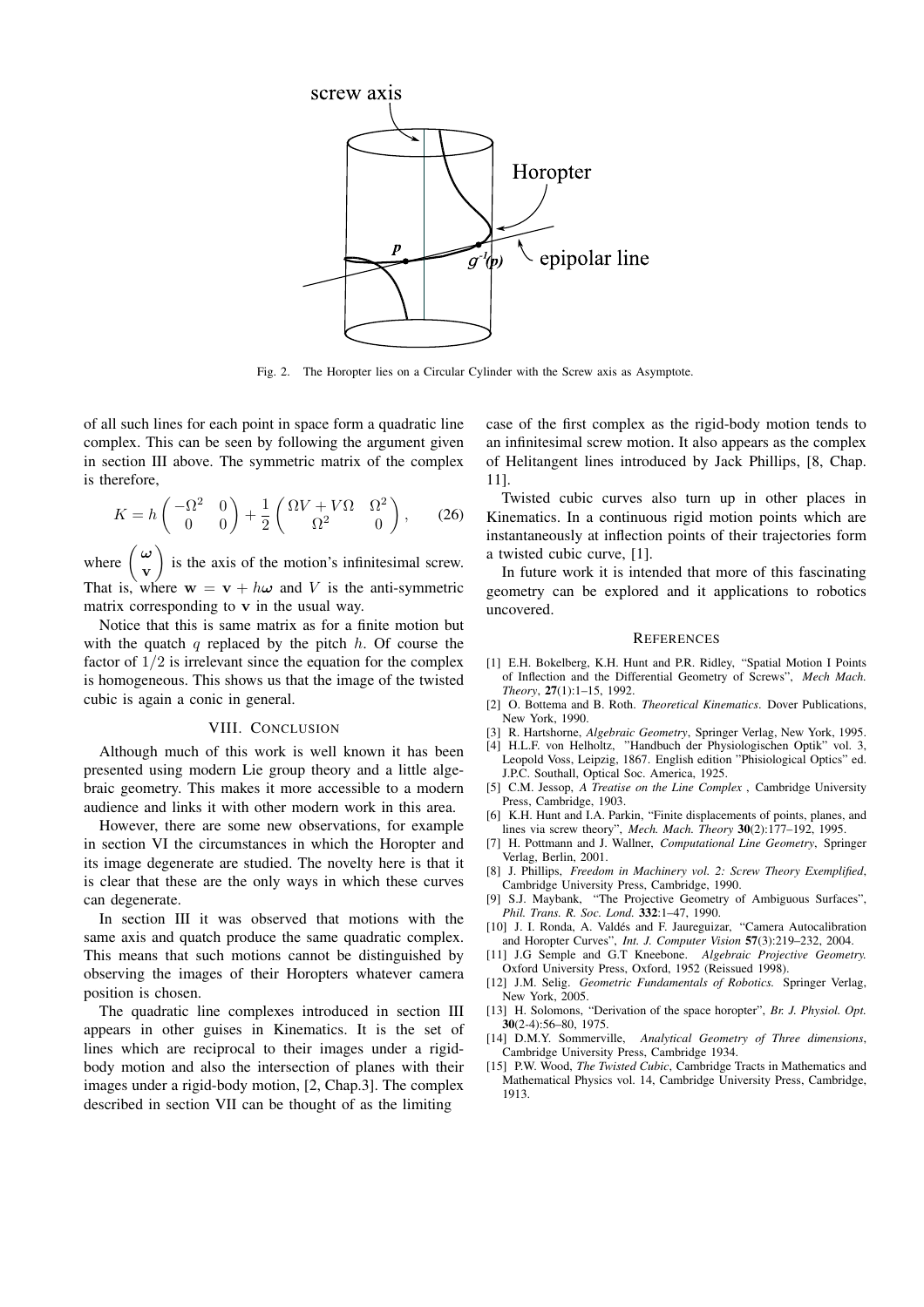screw axis

Horopter

$p$

$g^{-1}(p)$

epipolar line

Fig. 2. The Horopter lies on a Circular Cylinder with the Screw axis as Asymptote.

of all such lines for each point in space form a quadratic line complex. This can be seen by following the argument given in section III above. The symmetric matrix of the complex is therefore,

$$K = h\begin{pmatrix} -\Omega^2 & 0 \\ 0 & 0 \end{pmatrix} + \frac{1}{2}\begin{pmatrix} \Omega V + V\Omega & \Omega^2 \\ \Omega^2 & 0 \end{pmatrix}, \qquad (26)$$

where $\begin{pmatrix} \boldsymbol{\omega} \\ \mathbf{v} \end{pmatrix}$ is the axis of the motion's infinitesimal screw. That is, where $\mathbf{w} = \mathbf{v} + h\boldsymbol{\omega}$ and $V$ is the anti-symmetric matrix corresponding to $\mathbf{v}$ in the usual way.

Notice that this is same matrix as for a finite motion but with the quatch $q$ replaced by the pitch $h$. Of course the factor of $1/2$ is irrelevant since the equation for the complex is homogeneous. This shows us that the image of the twisted cubic is again a conic in general.

## VIII. Conclusion

Although much of this work is well known it has been presented using modern Lie group theory and a little algebraic geometry. This makes it more accessible to a modern audience and links it with other modern work in this area.

However, there are some new observations, for example in section VI the circumstances in which the Horopter and its image degenerate are studied. The novelty here is that it is clear that these are the only ways in which these curves can degenerate.

In section III it was observed that motions with the same axis and quatch produce the same quadratic complex. This means that such motions cannot be distinguished by observing the images of their Horopters whatever camera position is chosen.

The quadratic line complexes introduced in section III appears in other guises in Kinematics. It is the set of lines which are reciprocal to their images under a rigid-body motion and also the intersection of planes with their images under a rigid-body motion, [2, Chap.3]. The complex described in section VII can be thought of as the limiting case of the first complex as the rigid-body motion tends to an infinitesimal screw motion. It also appears as the complex of Helitangent lines introduced by Jack Phillips, [8, Chap. 11].

Twisted cubic curves also turn up in other places in Kinematics. In a continuous rigid motion points which are instantaneously at inflection points of their trajectories form a twisted cubic curve, [1].

In future work it is intended that more of this fascinating geometry can be explored and it applications to robotics uncovered.

## References

[1] E.H. Bokelberg, K.H. Hunt and P.R. Ridley, "Spatial Motion I Points of Inflection and the Differential Geometry of Screws", *Mech Mach. Theory*, **27**(1):1–15, 1992.

[2] O. Bottema and B. Roth. *Theoretical Kinematics*. Dover Publications, New York, 1990.

[3] R. Hartshorne, *Algebraic Geometry*, Springer Verlag, New York, 1995.

[4] H.L.F. von Helholtz, "Handbuch der Physiologischen Optik" vol. 3, Leopold Voss, Leipzig, 1867. English edition "Phisiological Optics" ed. J.P.C. Southall, Optical Soc. America, 1925.

[5] C.M. Jessop, *A Treatise on the Line Complex* , Cambridge University Press, Cambridge, 1903.

[6] K.H. Hunt and I.A. Parkin, "Finite displacements of points, planes, and lines via screw theory", *Mech. Mach. Theory* **30**(2):177–192, 1995.

[7] H. Pottmann and J. Wallner, *Computational Line Geometry*, Springer Verlag, Berlin, 2001.

[8] J. Phillips, *Freedom in Machinery vol. 2: Screw Theory Exemplified*, Cambridge University Press, Cambridge, 1990.

[9] S.J. Maybank, "The Projective Geometry of Ambiguous Surfaces", *Phil. Trans. R. Soc. Lond.* **332**:1–47, 1990.

[10] J. I. Ronda, A. Valdés and F. Jaureguizar, "Camera Autocalibration and Horopter Curves", *Int. J. Computer Vision* **57**(3):219–232, 2004.

[11] J.G Semple and G.T Kneebone. *Algebraic Projective Geometry.* Oxford University Press, Oxford, 1952 (Reissued 1998).

[12] J.M. Selig. *Geometric Fundamentals of Robotics.* Springer Verlag, New York, 2005.

[13] H. Solomons, "Derivation of the space horopter", *Br. J. Physiol. Opt.* **30**(2-4):56–80, 1975.

[14] D.M.Y. Sommerville, *Analytical Geometry of Three dimensions*, Cambridge University Press, Cambridge 1934.

[15] P.W. Wood, *The Twisted Cubic*, Cambridge Tracts in Mathematics and Mathematical Physics vol. 14, Cambridge University Press, Cambridge, 1913.